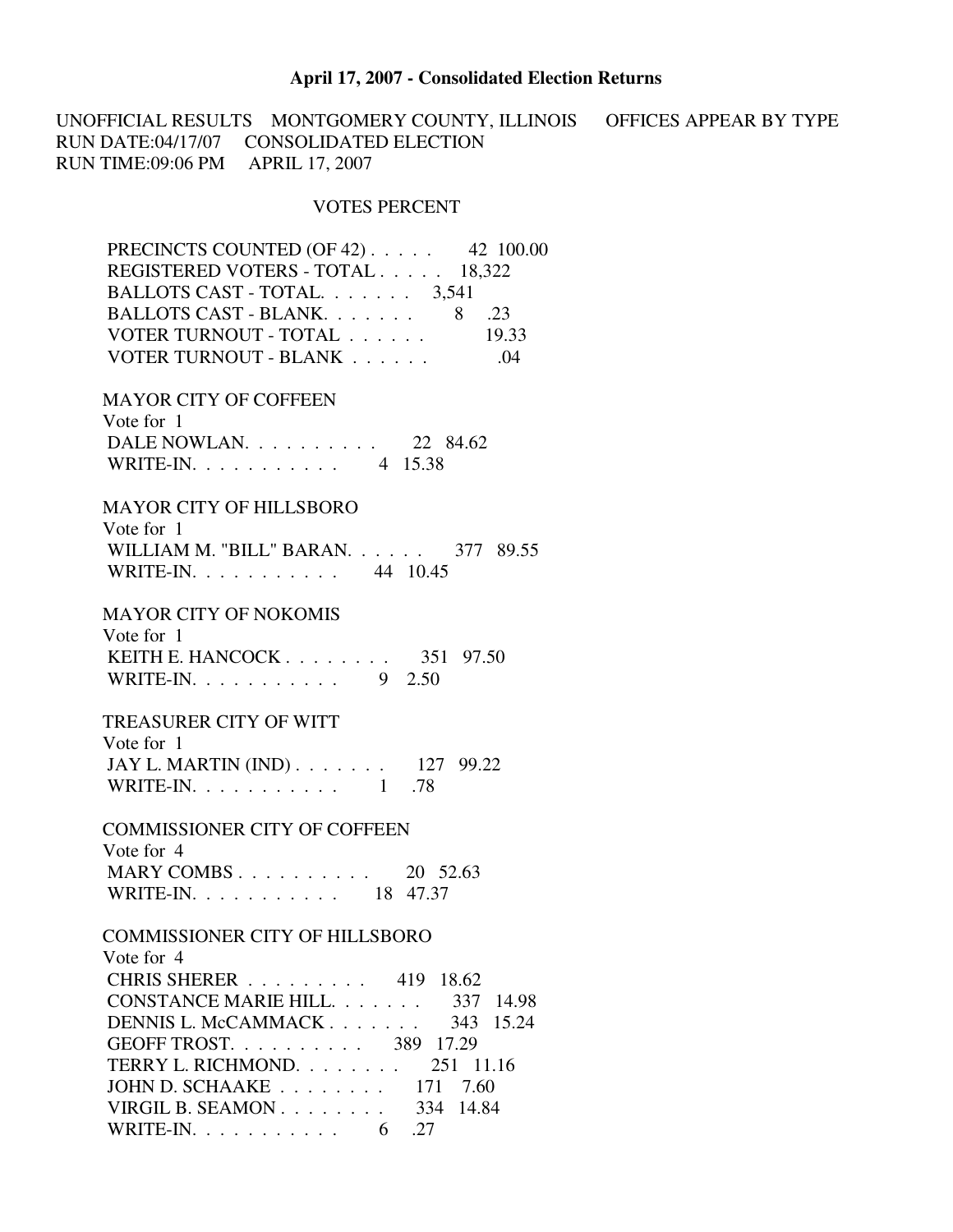# April 17, 2007 - Consolidated Election Returns

UNOFFICIAL RESULTS MONTGOMERY COUNTY, ILLINOIS OFFICES APPEAR BY TYPE
RUN DATE:04/17/07 CONSOLIDATED ELECTION
RUN TIME:09:06 PM APRIL 17, 2007

| | VOTES | PERCENT |
|---|---|---|
| PRECINCTS COUNTED (OF 42) | 42 | 100.00 |
| REGISTERED VOTERS - TOTAL | 18,322 | |
| BALLOTS CAST - TOTAL | 3,541 | |
| BALLOTS CAST - BLANK | 8 | .23 |
| VOTER TURNOUT - TOTAL | | 19.33 |
| VOTER TURNOUT - BLANK | | .04 |

MAYOR CITY OF COFFEEN
Vote for 1

| | VOTES | PERCENT |
|---|---|---|
| DALE NOWLAN | 22 | 84.62 |
| WRITE-IN | 4 | 15.38 |

MAYOR CITY OF HILLSBORO
Vote for 1

| | VOTES | PERCENT |
|---|---|---|
| WILLIAM M. "BILL" BARAN | 377 | 89.55 |
| WRITE-IN | 44 | 10.45 |

MAYOR CITY OF NOKOMIS
Vote for 1

| | VOTES | PERCENT |
|---|---|---|
| KEITH E. HANCOCK | 351 | 97.50 |
| WRITE-IN | 9 | 2.50 |

TREASURER CITY OF WITT
Vote for 1

| | VOTES | PERCENT |
|---|---|---|
| JAY L. MARTIN (IND) | 127 | 99.22 |
| WRITE-IN | 1 | .78 |

COMMISSIONER CITY OF COFFEEN
Vote for 4

| | VOTES | PERCENT |
|---|---|---|
| MARY COMBS | 20 | 52.63 |
| WRITE-IN | 18 | 47.37 |

COMMISSIONER CITY OF HILLSBORO
Vote for 4

| | VOTES | PERCENT |
|---|---|---|
| CHRIS SHERER | 419 | 18.62 |
| CONSTANCE MARIE HILL | 337 | 14.98 |
| DENNIS L. McCAMMACK | 343 | 15.24 |
| GEOFF TROST | 389 | 17.29 |
| TERRY L. RICHMOND | 251 | 11.16 |
| JOHN D. SCHAAKE | 171 | 7.60 |
| VIRGIL B. SEAMON | 334 | 14.84 |
| WRITE-IN | 6 | .27 |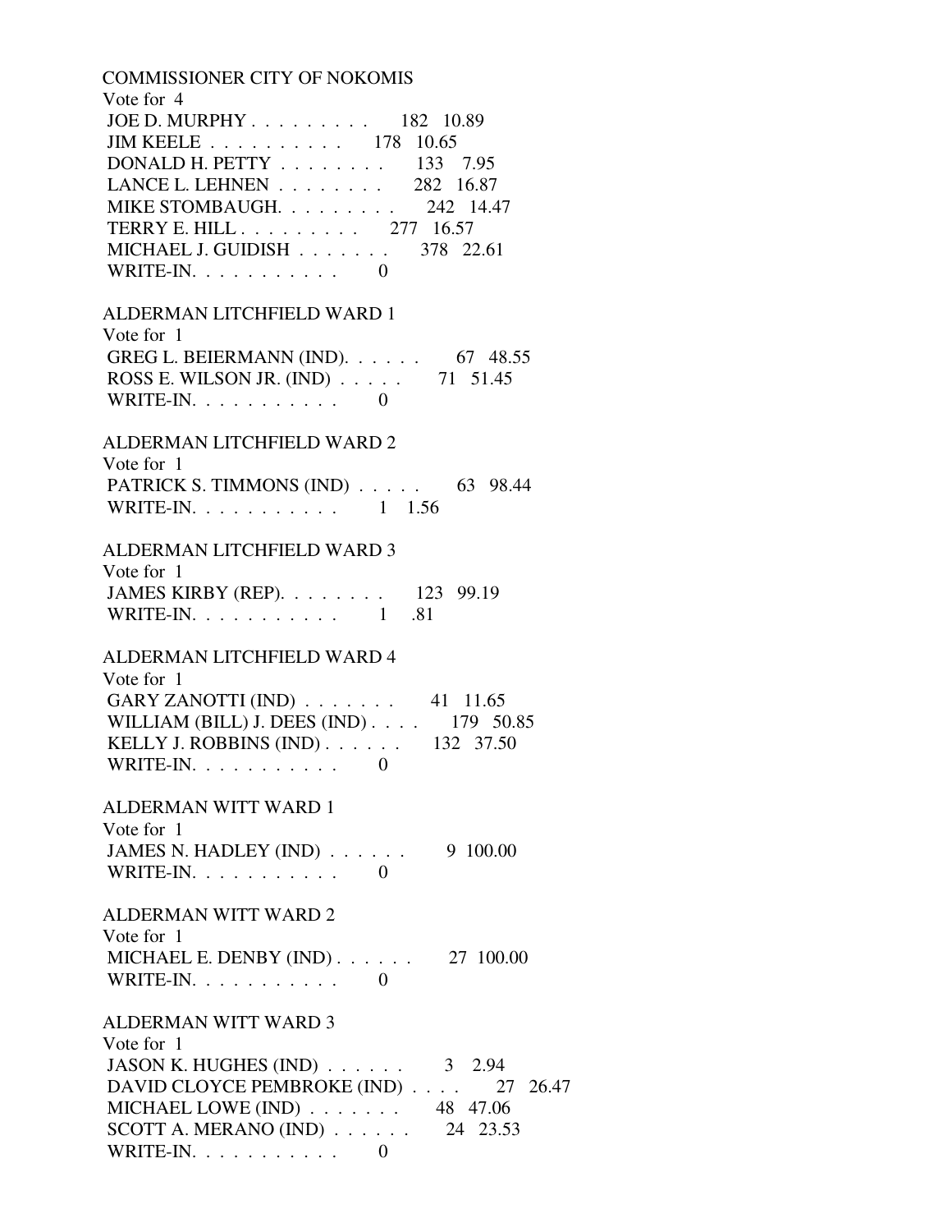COMMISSIONER CITY OF NOKOMIS
Vote for 4

| | | |
|---|---|---|
| JOE D. MURPHY | 182 | 10.89 |
| JIM KEELE | 178 | 10.65 |
| DONALD H. PETTY | 133 | 7.95 |
| LANCE L. LEHNEN | 282 | 16.87 |
| MIKE STOMBAUGH. | 242 | 14.47 |
| TERRY E. HILL | 277 | 16.57 |
| MICHAEL J. GUIDISH | 378 | 22.61 |
| WRITE-IN. | 0 | |

ALDERMAN LITCHFIELD WARD 1
Vote for 1

| | | |
|---|---|---|
| GREG L. BEIERMANN (IND). | 67 | 48.55 |
| ROSS E. WILSON JR. (IND) | 71 | 51.45 |
| WRITE-IN. | 0 | |

ALDERMAN LITCHFIELD WARD 2
Vote for 1

| | | |
|---|---|---|
| PATRICK S. TIMMONS (IND) | 63 | 98.44 |
| WRITE-IN. | 1 | 1.56 |

ALDERMAN LITCHFIELD WARD 3
Vote for 1

| | | |
|---|---|---|
| JAMES KIRBY (REP). | 123 | 99.19 |
| WRITE-IN. | 1 | .81 |

ALDERMAN LITCHFIELD WARD 4
Vote for 1

| | | |
|---|---|---|
| GARY ZANOTTI (IND) | 41 | 11.65 |
| WILLIAM (BILL) J. DEES (IND) | 179 | 50.85 |
| KELLY J. ROBBINS (IND) | 132 | 37.50 |
| WRITE-IN. | 0 | |

ALDERMAN WITT WARD 1
Vote for 1

| | | |
|---|---|---|
| JAMES N. HADLEY (IND) | 9 | 100.00 |
| WRITE-IN. | 0 | |

ALDERMAN WITT WARD 2
Vote for 1

| | | |
|---|---|---|
| MICHAEL E. DENBY (IND) | 27 | 100.00 |
| WRITE-IN. | 0 | |

ALDERMAN WITT WARD 3
Vote for 1

| | | |
|---|---|---|
| JASON K. HUGHES (IND) | 3 | 2.94 |
| DAVID CLOYCE PEMBROKE (IND) | 27 | 26.47 |
| MICHAEL LOWE (IND) | 48 | 47.06 |
| SCOTT A. MERANO (IND) | 24 | 23.53 |
| WRITE-IN. | 0 | |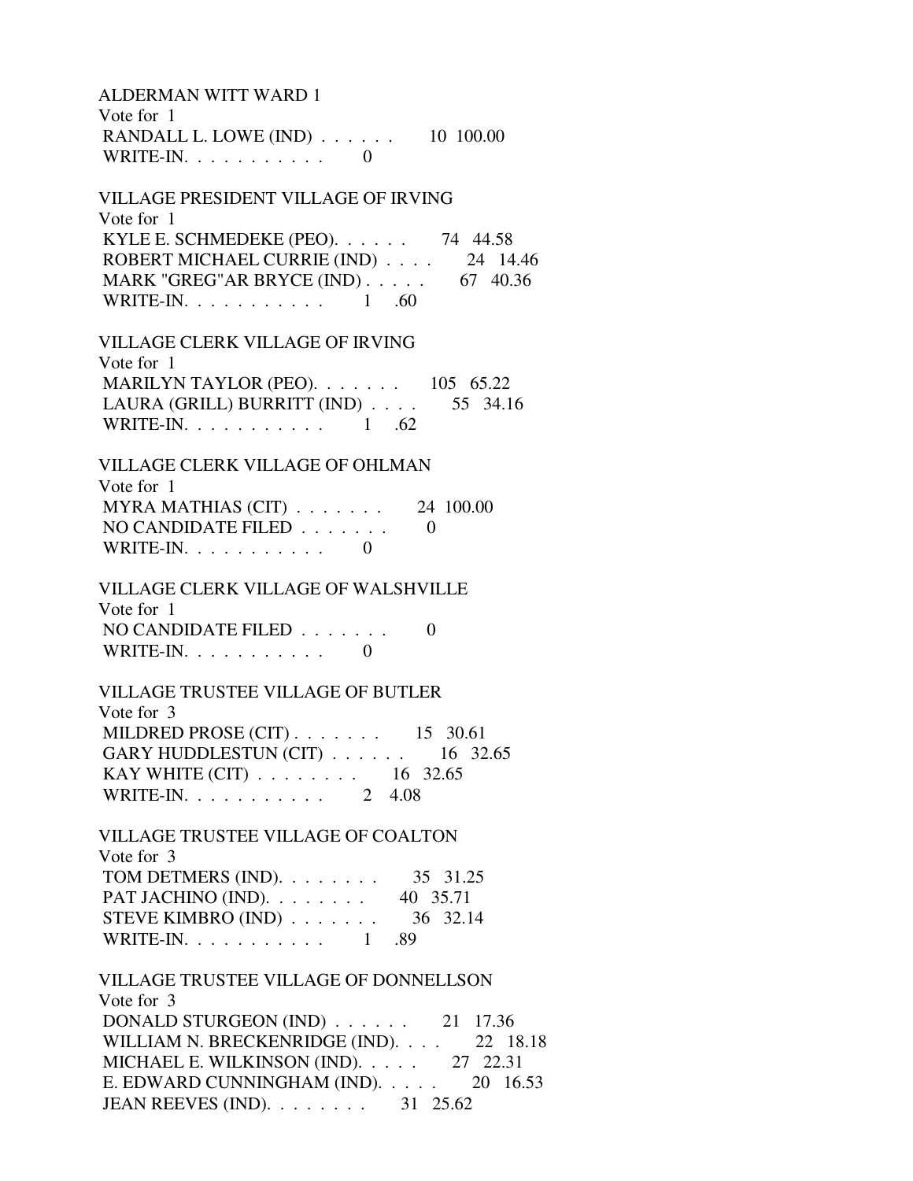ALDERMAN WITT WARD 1
Vote for 1
RANDALL L. LOWE (IND) . . . . . . 10 100.00
WRITE-IN. . . . . . . . . . . 0

VILLAGE PRESIDENT VILLAGE OF IRVING
Vote for 1
KYLE E. SCHMEDEKE (PEO). . . . . . 74 44.58
ROBERT MICHAEL CURRIE (IND) . . . . 24 14.46
MARK "GREG"AR BRYCE (IND) . . . . . 67 40.36
WRITE-IN. . . . . . . . . . . 1 .60

VILLAGE CLERK VILLAGE OF IRVING
Vote for 1
MARILYN TAYLOR (PEO). . . . . . . 105 65.22
LAURA (GRILL) BURRITT (IND) . . . . 55 34.16
WRITE-IN. . . . . . . . . . . 1 .62

VILLAGE CLERK VILLAGE OF OHLMAN
Vote for 1
MYRA MATHIAS (CIT) . . . . . . . 24 100.00
NO CANDIDATE FILED . . . . . . . 0
WRITE-IN. . . . . . . . . . . 0

VILLAGE CLERK VILLAGE OF WALSHVILLE
Vote for 1
NO CANDIDATE FILED . . . . . . . 0
WRITE-IN. . . . . . . . . . . 0

VILLAGE TRUSTEE VILLAGE OF BUTLER
Vote for 3
MILDRED PROSE (CIT) . . . . . . . 15 30.61
GARY HUDDLESTUN (CIT) . . . . . . 16 32.65
KAY WHITE (CIT) . . . . . . . . 16 32.65
WRITE-IN. . . . . . . . . . . 2 4.08

VILLAGE TRUSTEE VILLAGE OF COALTON
Vote for 3
TOM DETMERS (IND). . . . . . . . 35 31.25
PAT JACHINO (IND). . . . . . . . 40 35.71
STEVE KIMBRO (IND) . . . . . . . 36 32.14
WRITE-IN. . . . . . . . . . . 1 .89

VILLAGE TRUSTEE VILLAGE OF DONNELLSON
Vote for 3
DONALD STURGEON (IND) . . . . . . 21 17.36
WILLIAM N. BRECKENRIDGE (IND). . . . 22 18.18
MICHAEL E. WILKINSON (IND). . . . . 27 22.31
E. EDWARD CUNNINGHAM (IND). . . . . 20 16.53
JEAN REEVES (IND). . . . . . . . 31 25.62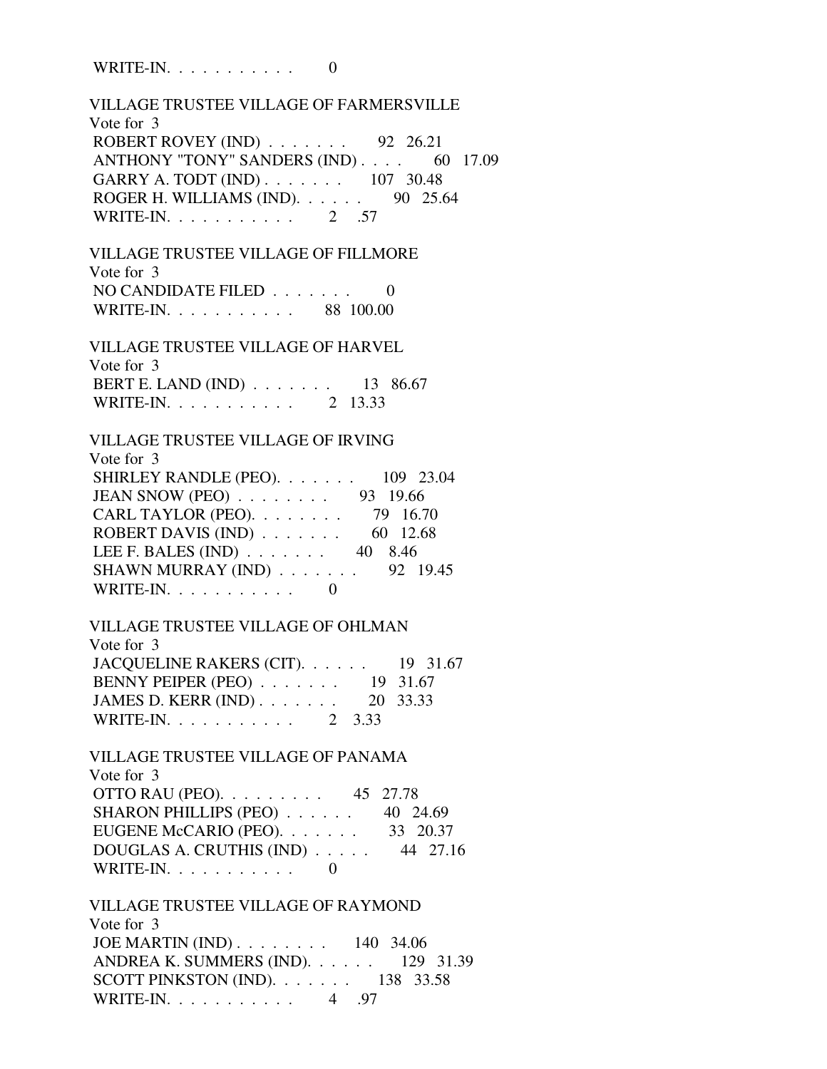WRITE-IN. . . . . . . . . . . 0

VILLAGE TRUSTEE VILLAGE OF FARMERSVILLE
Vote for 3

| | | |
|---|---|---|
| ROBERT ROVEY (IND) . . . . . . . | 92 | 26.21 |
| ANTHONY "TONY" SANDERS (IND) . . . . | 60 | 17.09 |
| GARRY A. TODT (IND) . . . . . . . | 107 | 30.48 |
| ROGER H. WILLIAMS (IND). . . . . . | 90 | 25.64 |
| WRITE-IN. . . . . . . . . . . | 2 | .57 |

VILLAGE TRUSTEE VILLAGE OF FILLMORE
Vote for 3

| | | |
|---|---|---|
| NO CANDIDATE FILED . . . . . . . | 0 | |
| WRITE-IN. . . . . . . . . . . | 88 | 100.00 |

VILLAGE TRUSTEE VILLAGE OF HARVEL
Vote for 3

| | | |
|---|---|---|
| BERT E. LAND (IND) . . . . . . . | 13 | 86.67 |
| WRITE-IN. . . . . . . . . . . | 2 | 13.33 |

VILLAGE TRUSTEE VILLAGE OF IRVING
Vote for 3

| | | |
|---|---|---|
| SHIRLEY RANDLE (PEO). . . . . . . | 109 | 23.04 |
| JEAN SNOW (PEO) . . . . . . . . | 93 | 19.66 |
| CARL TAYLOR (PEO). . . . . . . . | 79 | 16.70 |
| ROBERT DAVIS (IND) . . . . . . . | 60 | 12.68 |
| LEE F. BALES (IND) . . . . . . . | 40 | 8.46 |
| SHAWN MURRAY (IND) . . . . . . . | 92 | 19.45 |
| WRITE-IN. . . . . . . . . . . | 0 | |

VILLAGE TRUSTEE VILLAGE OF OHLMAN
Vote for 3

| | | |
|---|---|---|
| JACQUELINE RAKERS (CIT). . . . . . | 19 | 31.67 |
| BENNY PEIPER (PEO) . . . . . . . | 19 | 31.67 |
| JAMES D. KERR (IND) . . . . . . . | 20 | 33.33 |
| WRITE-IN. . . . . . . . . . . | 2 | 3.33 |

VILLAGE TRUSTEE VILLAGE OF PANAMA
Vote for 3

| | | |
|---|---|---|
| OTTO RAU (PEO). . . . . . . . . | 45 | 27.78 |
| SHARON PHILLIPS (PEO) . . . . . . | 40 | 24.69 |
| EUGENE McCARIO (PEO). . . . . . . | 33 | 20.37 |
| DOUGLAS A. CRUTHIS (IND) . . . . . | 44 | 27.16 |
| WRITE-IN. . . . . . . . . . . | 0 | |

VILLAGE TRUSTEE VILLAGE OF RAYMOND
Vote for 3

| | | |
|---|---|---|
| JOE MARTIN (IND) . . . . . . . . | 140 | 34.06 |
| ANDREA K. SUMMERS (IND). . . . . . | 129 | 31.39 |
| SCOTT PINKSTON (IND). . . . . . . | 138 | 33.58 |
| WRITE-IN. . . . . . . . . . . | 4 | .97 |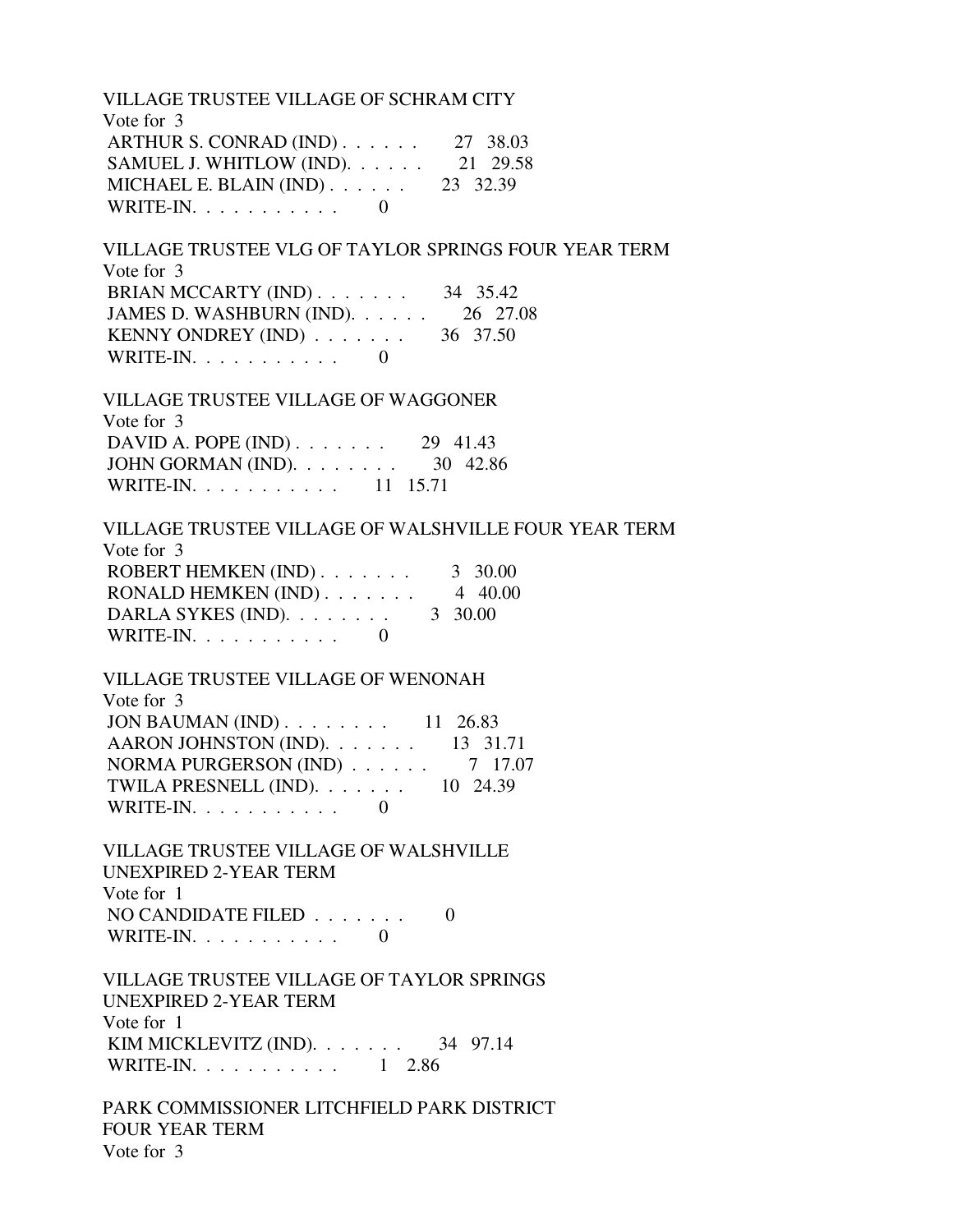VILLAGE TRUSTEE VILLAGE OF SCHRAM CITY
Vote for 3

| | | |
|---|---|---|
| ARTHUR S. CONRAD (IND) . . . . . . | 27 | 38.03 |
| SAMUEL J. WHITLOW (IND). . . . . . | 21 | 29.58 |
| MICHAEL E. BLAIN (IND) . . . . . . | 23 | 32.39 |
| WRITE-IN. . . . . . . . . . . | 0 | |

VILLAGE TRUSTEE VLG OF TAYLOR SPRINGS FOUR YEAR TERM
Vote for 3

| | | |
|---|---|---|
| BRIAN MCCARTY (IND) . . . . . . . | 34 | 35.42 |
| JAMES D. WASHBURN (IND). . . . . . | 26 | 27.08 |
| KENNY ONDREY (IND) . . . . . . . | 36 | 37.50 |
| WRITE-IN. . . . . . . . . . . | 0 | |

VILLAGE TRUSTEE VILLAGE OF WAGGONER
Vote for 3

| | | |
|---|---|---|
| DAVID A. POPE (IND) . . . . . . . | 29 | 41.43 |
| JOHN GORMAN (IND). . . . . . . . | 30 | 42.86 |
| WRITE-IN. . . . . . . . . . . | 11 | 15.71 |

VILLAGE TRUSTEE VILLAGE OF WALSHVILLE FOUR YEAR TERM
Vote for 3

| | | |
|---|---|---|
| ROBERT HEMKEN (IND) . . . . . . . | 3 | 30.00 |
| RONALD HEMKEN (IND) . . . . . . . | 4 | 40.00 |
| DARLA SYKES (IND). . . . . . . . | 3 | 30.00 |
| WRITE-IN. . . . . . . . . . . | 0 | |

VILLAGE TRUSTEE VILLAGE OF WENONAH
Vote for 3

| | | |
|---|---|---|
| JON BAUMAN (IND) . . . . . . . . | 11 | 26.83 |
| AARON JOHNSTON (IND). . . . . . . | 13 | 31.71 |
| NORMA PURGERSON (IND) . . . . . . | 7 | 17.07 |
| TWILA PRESNELL (IND). . . . . . . | 10 | 24.39 |
| WRITE-IN. . . . . . . . . . . | 0 | |

VILLAGE TRUSTEE VILLAGE OF WALSHVILLE
UNEXPIRED 2-YEAR TERM
Vote for 1

| | | |
|---|---|---|
| NO CANDIDATE FILED . . . . . . . | 0 | |
| WRITE-IN. . . . . . . . . . . | 0 | |

VILLAGE TRUSTEE VILLAGE OF TAYLOR SPRINGS
UNEXPIRED 2-YEAR TERM
Vote for 1

| | | |
|---|---|---|
| KIM MICKLEVITZ (IND). . . . . . . | 34 | 97.14 |
| WRITE-IN. . . . . . . . . . . | 1 | 2.86 |

PARK COMMISSIONER LITCHFIELD PARK DISTRICT
FOUR YEAR TERM
Vote for 3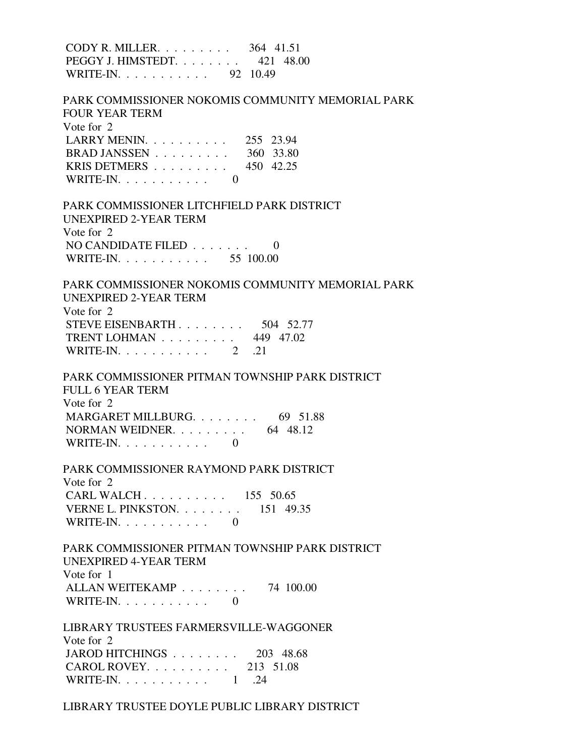CODY R. MILLER. . . . . . . . . 364 41.51
PEGGY J. HIMSTEDT. . . . . . . . 421 48.00
WRITE-IN. . . . . . . . . . . 92 10.49

PARK COMMISSIONER NOKOMIS COMMUNITY MEMORIAL PARK
FOUR YEAR TERM
Vote for 2
LARRY MENIN. . . . . . . . . . 255 23.94
BRAD JANSSEN . . . . . . . . . 360 33.80
KRIS DETMERS . . . . . . . . . 450 42.25
WRITE-IN. . . . . . . . . . . 0

PARK COMMISSIONER LITCHFIELD PARK DISTRICT
UNEXPIRED 2-YEAR TERM
Vote for 2
NO CANDIDATE FILED . . . . . . . 0
WRITE-IN. . . . . . . . . . . 55 100.00

PARK COMMISSIONER NOKOMIS COMMUNITY MEMORIAL PARK
UNEXPIRED 2-YEAR TERM
Vote for 2
STEVE EISENBARTH . . . . . . . . 504 52.77
TRENT LOHMAN . . . . . . . . . 449 47.02
WRITE-IN. . . . . . . . . . . 2 .21

PARK COMMISSIONER PITMAN TOWNSHIP PARK DISTRICT
FULL 6 YEAR TERM
Vote for 2
MARGARET MILLBURG. . . . . . . . 69 51.88
NORMAN WEIDNER. . . . . . . . . 64 48.12
WRITE-IN. . . . . . . . . . . 0

PARK COMMISSIONER RAYMOND PARK DISTRICT
Vote for 2
CARL WALCH . . . . . . . . . . 155 50.65
VERNE L. PINKSTON. . . . . . . . 151 49.35
WRITE-IN. . . . . . . . . . . 0

PARK COMMISSIONER PITMAN TOWNSHIP PARK DISTRICT
UNEXPIRED 4-YEAR TERM
Vote for 1
ALLAN WEITEKAMP . . . . . . . . 74 100.00
WRITE-IN. . . . . . . . . . . 0

LIBRARY TRUSTEES FARMERSVILLE-WAGGONER
Vote for 2
JAROD HITCHINGS . . . . . . . . 203 48.68
CAROL ROVEY. . . . . . . . . . 213 51.08
WRITE-IN. . . . . . . . . . . 1 .24

LIBRARY TRUSTEE DOYLE PUBLIC LIBRARY DISTRICT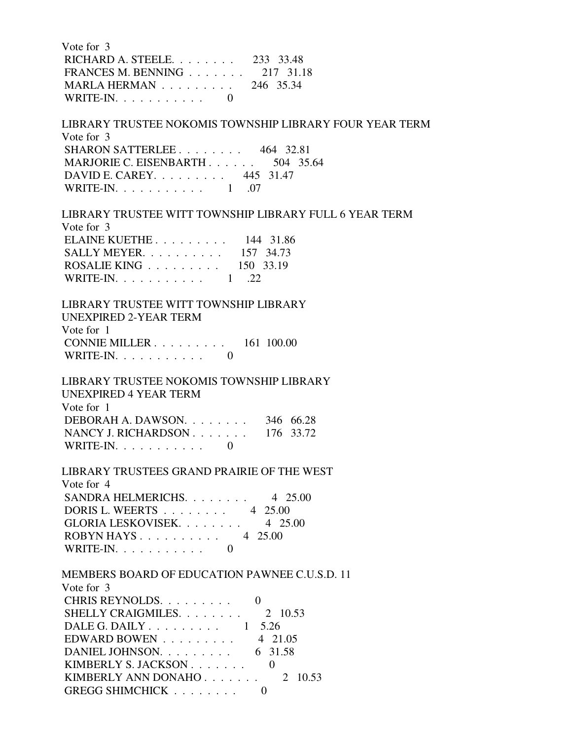Vote for 3

RICHARD A. STEELE. . . . . . . . 233 33.48
FRANCES M. BENNING . . . . . . . 217 31.18
MARLA HERMAN . . . . . . . . . 246 35.34
WRITE-IN. . . . . . . . . . . 0

LIBRARY TRUSTEE NOKOMIS TOWNSHIP LIBRARY FOUR YEAR TERM

Vote for 3

SHARON SATTERLEE . . . . . . . . 464 32.81
MARJORIE C. EISENBARTH . . . . . . 504 35.64
DAVID E. CAREY. . . . . . . . . 445 31.47
WRITE-IN. . . . . . . . . . . 1 .07

LIBRARY TRUSTEE WITT TOWNSHIP LIBRARY FULL 6 YEAR TERM

Vote for 3

ELAINE KUETHE . . . . . . . . . 144 31.86
SALLY MEYER. . . . . . . . . . 157 34.73
ROSALIE KING . . . . . . . . . 150 33.19
WRITE-IN. . . . . . . . . . . 1 .22

LIBRARY TRUSTEE WITT TOWNSHIP LIBRARY
UNEXPIRED 2-YEAR TERM

Vote for 1

CONNIE MILLER . . . . . . . . . 161 100.00
WRITE-IN. . . . . . . . . . . 0

LIBRARY TRUSTEE NOKOMIS TOWNSHIP LIBRARY
UNEXPIRED 4 YEAR TERM

Vote for 1

DEBORAH A. DAWSON. . . . . . . . 346 66.28
NANCY J. RICHARDSON . . . . . . . 176 33.72
WRITE-IN. . . . . . . . . . . 0

LIBRARY TRUSTEES GRAND PRAIRIE OF THE WEST

Vote for 4

SANDRA HELMERICHS. . . . . . . . 4 25.00
DORIS L. WEERTS . . . . . . . . 4 25.00
GLORIA LESKOVISEK. . . . . . . . 4 25.00
ROBYN HAYS . . . . . . . . . . 4 25.00
WRITE-IN. . . . . . . . . . . 0

MEMBERS BOARD OF EDUCATION PAWNEE C.U.S.D. 11

Vote for 3

CHRIS REYNOLDS. . . . . . . . . 0
SHELLY CRAIGMILES. . . . . . . . 2 10.53
DALE G. DAILY . . . . . . . . . 1 5.26
EDWARD BOWEN . . . . . . . . . 4 21.05
DANIEL JOHNSON. . . . . . . . . 6 31.58
KIMBERLY S. JACKSON . . . . . . . 0
KIMBERLY ANN DONAHO . . . . . . . 2 10.53
GREGG SHIMCHICK . . . . . . . . 0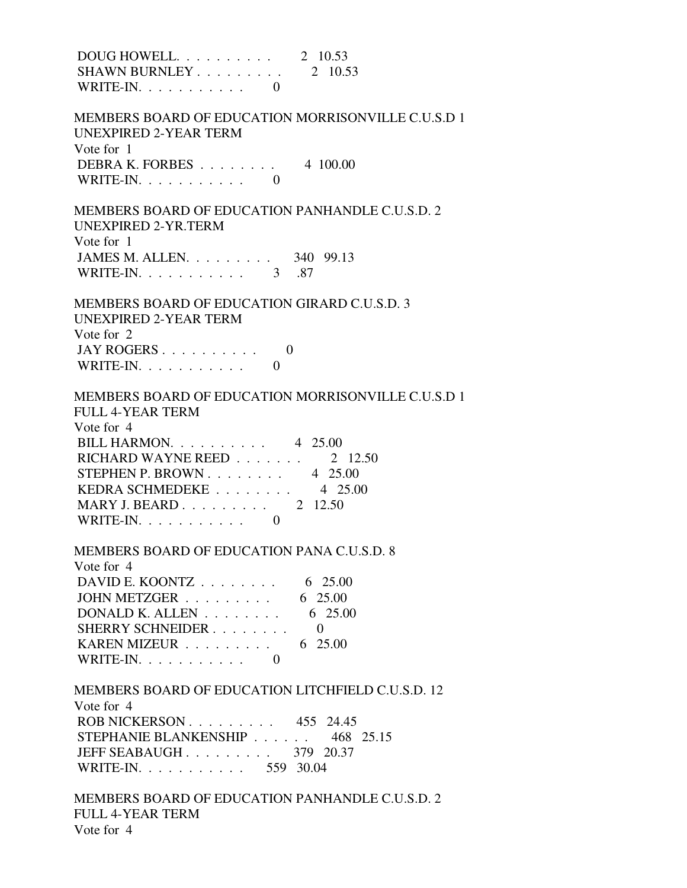DOUG HOWELL. . . . . . . . . . 2 10.53
SHAWN BURNLEY . . . . . . . . . 2 10.53
WRITE-IN. . . . . . . . . . . 0

MEMBERS BOARD OF EDUCATION MORRISONVILLE C.U.S.D 1
UNEXPIRED 2-YEAR TERM
Vote for 1
DEBRA K. FORBES . . . . . . . . 4 100.00
WRITE-IN. . . . . . . . . . . 0

MEMBERS BOARD OF EDUCATION PANHANDLE C.U.S.D. 2
UNEXPIRED 2-YR.TERM
Vote for 1
JAMES M. ALLEN. . . . . . . . . 340 99.13
WRITE-IN. . . . . . . . . . . 3 .87

MEMBERS BOARD OF EDUCATION GIRARD C.U.S.D. 3
UNEXPIRED 2-YEAR TERM
Vote for 2
JAY ROGERS . . . . . . . . . . 0
WRITE-IN. . . . . . . . . . . 0

MEMBERS BOARD OF EDUCATION MORRISONVILLE C.U.S.D 1
FULL 4-YEAR TERM
Vote for 4
BILL HARMON. . . . . . . . . . 4 25.00
RICHARD WAYNE REED . . . . . . . 2 12.50
STEPHEN P. BROWN . . . . . . . . 4 25.00
KEDRA SCHMEDEKE . . . . . . . . 4 25.00
MARY J. BEARD . . . . . . . . . 2 12.50
WRITE-IN. . . . . . . . . . . 0

MEMBERS BOARD OF EDUCATION PANA C.U.S.D. 8
Vote for 4
DAVID E. KOONTZ . . . . . . . . 6 25.00
JOHN METZGER . . . . . . . . . 6 25.00
DONALD K. ALLEN . . . . . . . . 6 25.00
SHERRY SCHNEIDER . . . . . . . . 0
KAREN MIZEUR . . . . . . . . . 6 25.00
WRITE-IN. . . . . . . . . . . 0

MEMBERS BOARD OF EDUCATION LITCHFIELD C.U.S.D. 12
Vote for 4
ROB NICKERSON . . . . . . . . . 455 24.45
STEPHANIE BLANKENSHIP . . . . . . 468 25.15
JEFF SEABAUGH . . . . . . . . . 379 20.37
WRITE-IN. . . . . . . . . . . 559 30.04

MEMBERS BOARD OF EDUCATION PANHANDLE C.U.S.D. 2
FULL 4-YEAR TERM
Vote for 4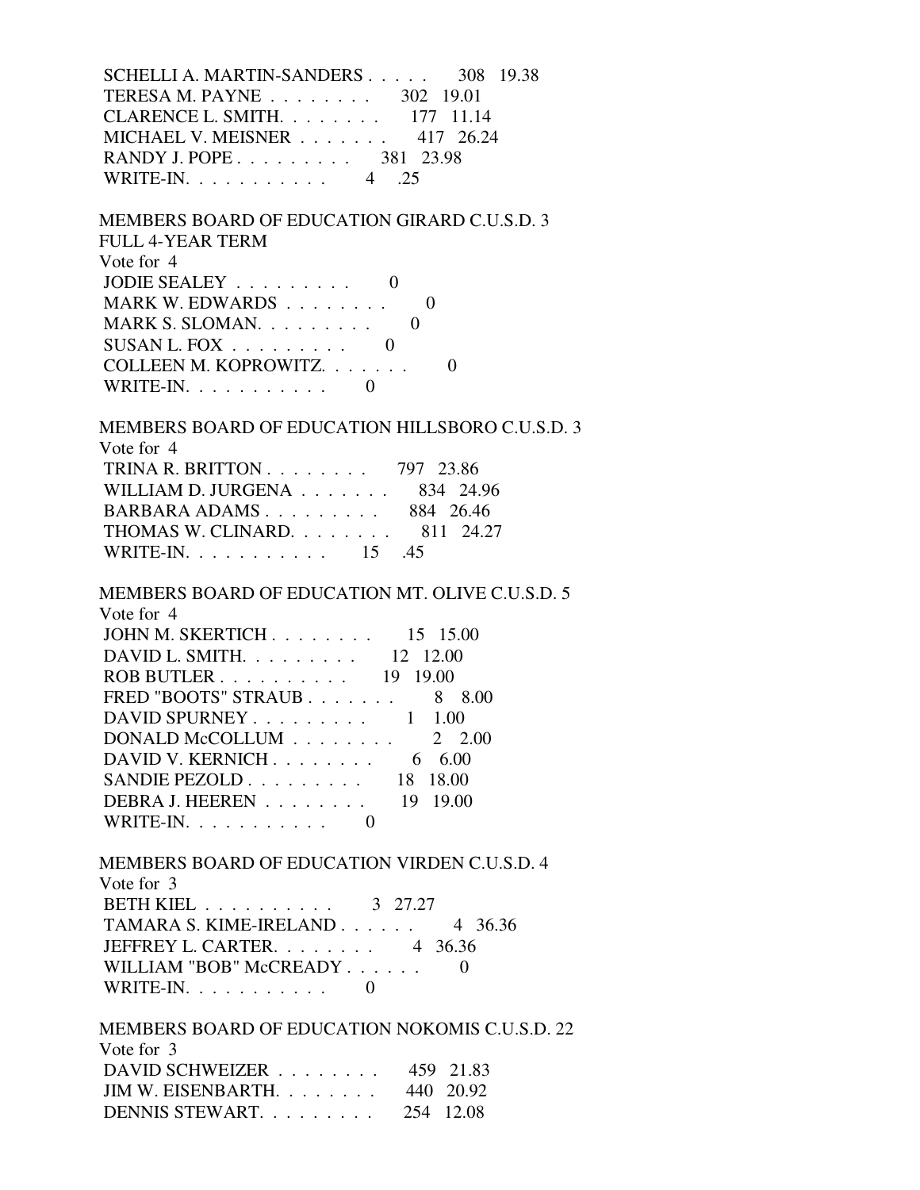| | | |
|---|---|---|
| SCHELLI A. MARTIN-SANDERS | 308 | 19.38 |
| TERESA M. PAYNE | 302 | 19.01 |
| CLARENCE L. SMITH. | 177 | 11.14 |
| MICHAEL V. MEISNER | 417 | 26.24 |
| RANDY J. POPE | 381 | 23.98 |
| WRITE-IN. | 4 | .25 |

MEMBERS BOARD OF EDUCATION GIRARD C.U.S.D. 3
FULL 4-YEAR TERM
Vote for 4

| | | |
|---|---|---|
| JODIE SEALEY | 0 | |
| MARK W. EDWARDS | 0 | |
| MARK S. SLOMAN. | 0 | |
| SUSAN L. FOX | 0 | |
| COLLEEN M. KOPROWITZ. | 0 | |
| WRITE-IN. | 0 | |

MEMBERS BOARD OF EDUCATION HILLSBORO C.U.S.D. 3
Vote for 4

| | | |
|---|---|---|
| TRINA R. BRITTON | 797 | 23.86 |
| WILLIAM D. JURGENA | 834 | 24.96 |
| BARBARA ADAMS | 884 | 26.46 |
| THOMAS W. CLINARD. | 811 | 24.27 |
| WRITE-IN. | 15 | .45 |

MEMBERS BOARD OF EDUCATION MT. OLIVE C.U.S.D. 5
Vote for 4

| | | |
|---|---|---|
| JOHN M. SKERTICH | 15 | 15.00 |
| DAVID L. SMITH. | 12 | 12.00 |
| ROB BUTLER | 19 | 19.00 |
| FRED "BOOTS" STRAUB | 8 | 8.00 |
| DAVID SPURNEY | 1 | 1.00 |
| DONALD McCOLLUM | 2 | 2.00 |
| DAVID V. KERNICH | 6 | 6.00 |
| SANDIE PEZOLD | 18 | 18.00 |
| DEBRA J. HEEREN | 19 | 19.00 |
| WRITE-IN. | 0 | |

MEMBERS BOARD OF EDUCATION VIRDEN C.U.S.D. 4
Vote for 3

| | | |
|---|---|---|
| BETH KIEL | 3 | 27.27 |
| TAMARA S. KIME-IRELAND | 4 | 36.36 |
| JEFFREY L. CARTER. | 4 | 36.36 |
| WILLIAM "BOB" McCREADY | 0 | |
| WRITE-IN. | 0 | |

MEMBERS BOARD OF EDUCATION NOKOMIS C.U.S.D. 22
Vote for 3

| | | |
|---|---|---|
| DAVID SCHWEIZER | 459 | 21.83 |
| JIM W. EISENBARTH. | 440 | 20.92 |
| DENNIS STEWART. | 254 | 12.08 |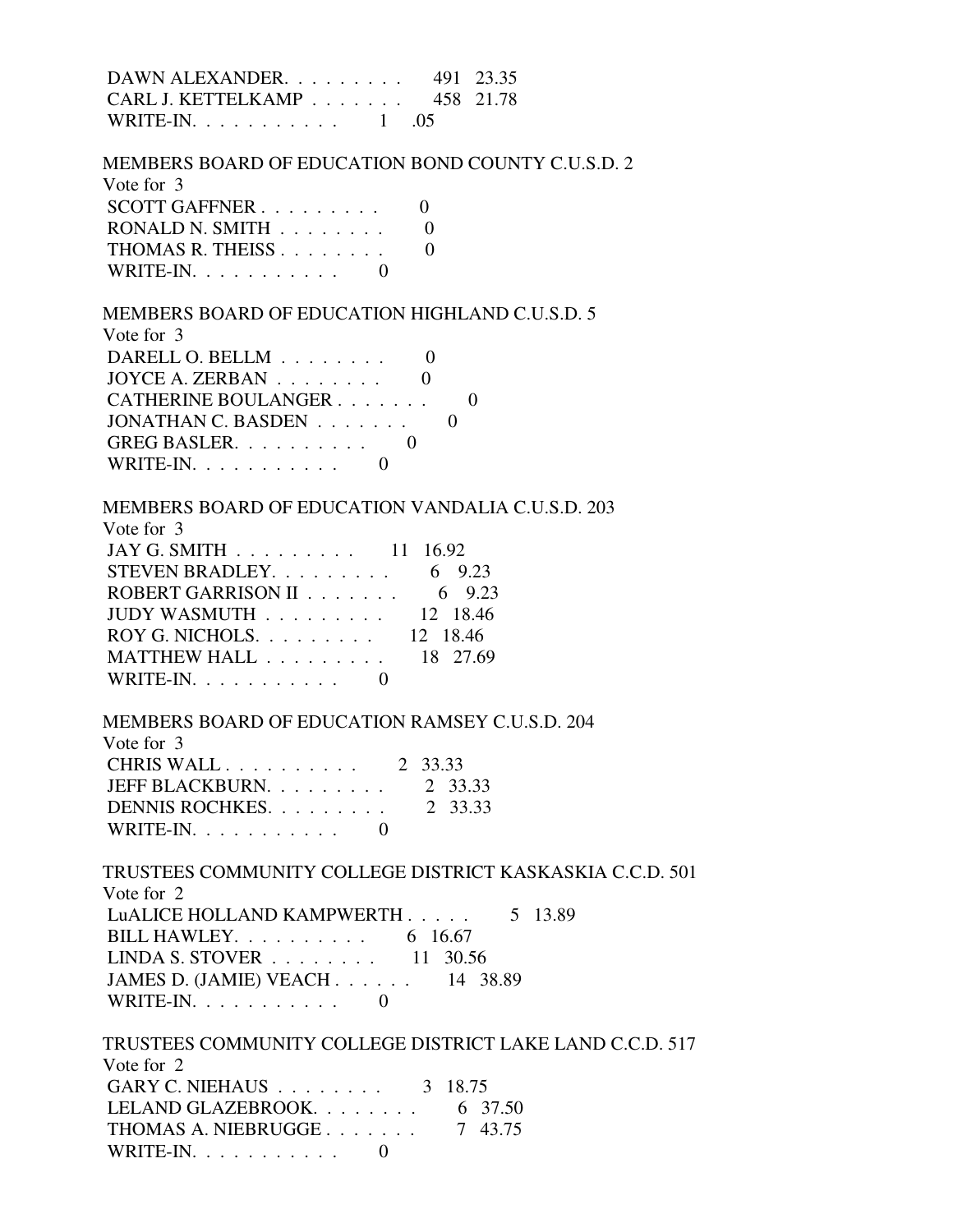DAWN ALEXANDER. . . . . . . . . 491 23.35
CARL J. KETTELKAMP . . . . . . . 458 21.78
WRITE-IN. . . . . . . . . . . 1 .05

MEMBERS BOARD OF EDUCATION BOND COUNTY C.U.S.D. 2
Vote for 3
SCOTT GAFFNER . . . . . . . . . 0
RONALD N. SMITH . . . . . . . . 0
THOMAS R. THEISS . . . . . . . . 0
WRITE-IN. . . . . . . . . . . 0

MEMBERS BOARD OF EDUCATION HIGHLAND C.U.S.D. 5
Vote for 3
DARELL O. BELLM . . . . . . . . 0
JOYCE A. ZERBAN . . . . . . . . 0
CATHERINE BOULANGER . . . . . . . 0
JONATHAN C. BASDEN . . . . . . . 0
GREG BASLER. . . . . . . . . . 0
WRITE-IN. . . . . . . . . . . 0

MEMBERS BOARD OF EDUCATION VANDALIA C.U.S.D. 203
Vote for 3
JAY G. SMITH . . . . . . . . . 11 16.92
STEVEN BRADLEY. . . . . . . . . 6 9.23
ROBERT GARRISON II . . . . . . . 6 9.23
JUDY WASMUTH . . . . . . . . . 12 18.46
ROY G. NICHOLS. . . . . . . . . 12 18.46
MATTHEW HALL . . . . . . . . . 18 27.69
WRITE-IN. . . . . . . . . . . 0

MEMBERS BOARD OF EDUCATION RAMSEY C.U.S.D. 204
Vote for 3
CHRIS WALL . . . . . . . . . . 2 33.33
JEFF BLACKBURN. . . . . . . . . 2 33.33
DENNIS ROCHKES. . . . . . . . . 2 33.33
WRITE-IN. . . . . . . . . . . 0

TRUSTEES COMMUNITY COLLEGE DISTRICT KASKASKIA C.C.D. 501
Vote for 2
LuALICE HOLLAND KAMPWERTH . . . . . 5 13.89
BILL HAWLEY. . . . . . . . . . 6 16.67
LINDA S. STOVER . . . . . . . . 11 30.56
JAMES D. (JAMIE) VEACH . . . . . . 14 38.89
WRITE-IN. . . . . . . . . . . 0

TRUSTEES COMMUNITY COLLEGE DISTRICT LAKE LAND C.C.D. 517
Vote for 2
GARY C. NIEHAUS . . . . . . . . 3 18.75
LELAND GLAZEBROOK. . . . . . . . 6 37.50
THOMAS A. NIEBRUGGE . . . . . . . 7 43.75
WRITE-IN. . . . . . . . . . . 0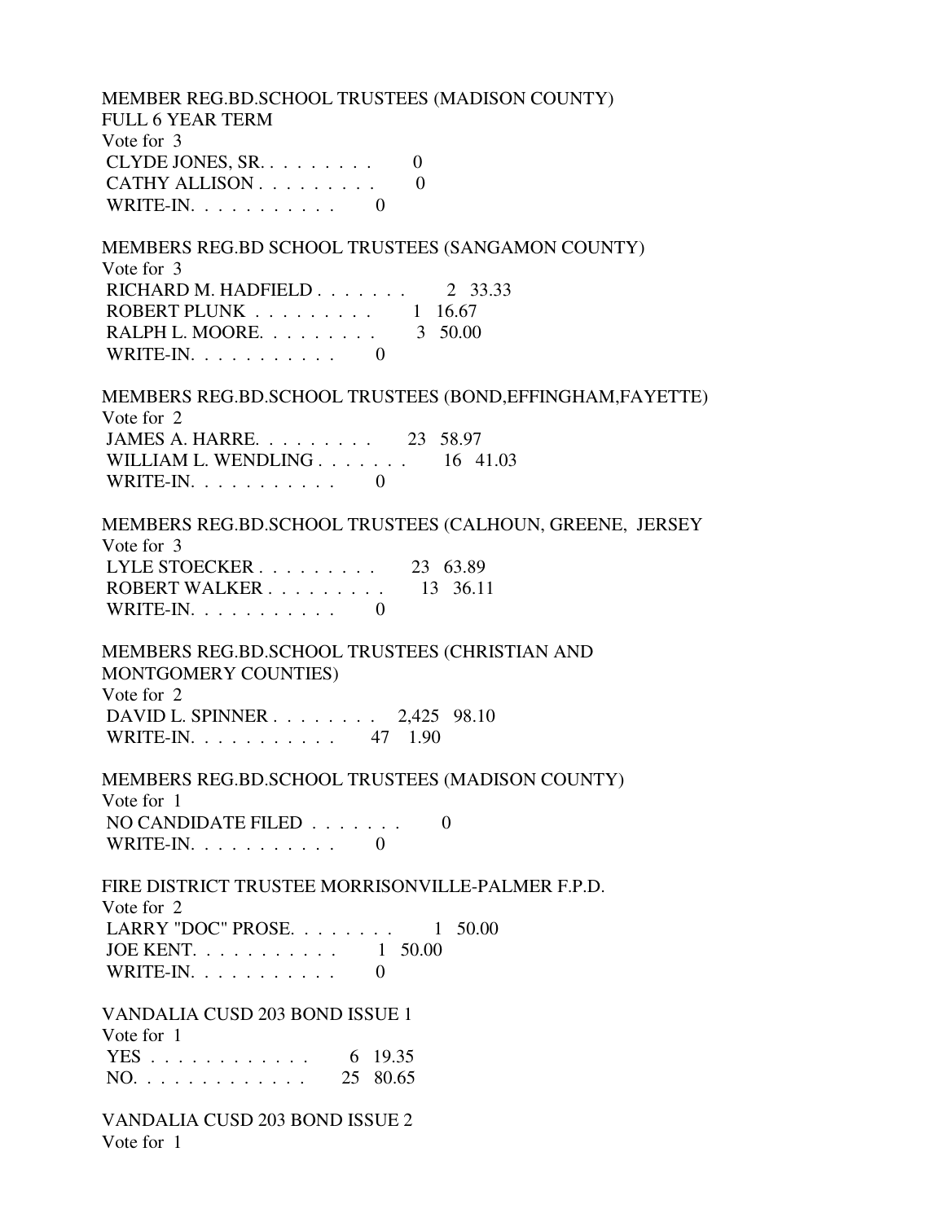MEMBER REG.BD.SCHOOL TRUSTEES (MADISON COUNTY)
FULL 6 YEAR TERM
Vote for 3

| | | |
|---|---|---|
| CLYDE JONES, SR. . . . . . . . . . | 0 | |
| CATHY ALLISON . . . . . . . . . | 0 | |
| WRITE-IN. . . . . . . . . . . | 0 | |

MEMBERS REG.BD SCHOOL TRUSTEES (SANGAMON COUNTY)
Vote for 3

| | | |
|---|---|---|
| RICHARD M. HADFIELD . . . . . . . | 2 | 33.33 |
| ROBERT PLUNK . . . . . . . . . | 1 | 16.67 |
| RALPH L. MOORE. . . . . . . . . | 3 | 50.00 |
| WRITE-IN. . . . . . . . . . . | 0 | |

MEMBERS REG.BD.SCHOOL TRUSTEES (BOND,EFFINGHAM,FAYETTE)
Vote for 2

| | | |
|---|---|---|
| JAMES A. HARRE. . . . . . . . . | 23 | 58.97 |
| WILLIAM L. WENDLING . . . . . . . | 16 | 41.03 |
| WRITE-IN. . . . . . . . . . . | 0 | |

MEMBERS REG.BD.SCHOOL TRUSTEES (CALHOUN, GREENE, JERSEY
Vote for 3

| | | |
|---|---|---|
| LYLE STOECKER . . . . . . . . . | 23 | 63.89 |
| ROBERT WALKER . . . . . . . . . | 13 | 36.11 |
| WRITE-IN. . . . . . . . . . . | 0 | |

MEMBERS REG.BD.SCHOOL TRUSTEES (CHRISTIAN AND MONTGOMERY COUNTIES)
Vote for 2

| | | |
|---|---|---|
| DAVID L. SPINNER . . . . . . . . | 2,425 | 98.10 |
| WRITE-IN. . . . . . . . . . . | 47 | 1.90 |

MEMBERS REG.BD.SCHOOL TRUSTEES (MADISON COUNTY)
Vote for 1

| | | |
|---|---|---|
| NO CANDIDATE FILED . . . . . . . | 0 | |
| WRITE-IN. . . . . . . . . . . | 0 | |

FIRE DISTRICT TRUSTEE MORRISONVILLE-PALMER F.P.D.
Vote for 2

| | | |
|---|---|---|
| LARRY "DOC" PROSE. . . . . . . . | 1 | 50.00 |
| JOE KENT. . . . . . . . . . . | 1 | 50.00 |
| WRITE-IN. . . . . . . . . . . | 0 | |

VANDALIA CUSD 203 BOND ISSUE 1
Vote for 1

| | | |
|---|---|---|
| YES . . . . . . . . . . . . | 6 | 19.35 |
| NO. . . . . . . . . . . . . | 25 | 80.65 |

VANDALIA CUSD 203 BOND ISSUE 2
Vote for 1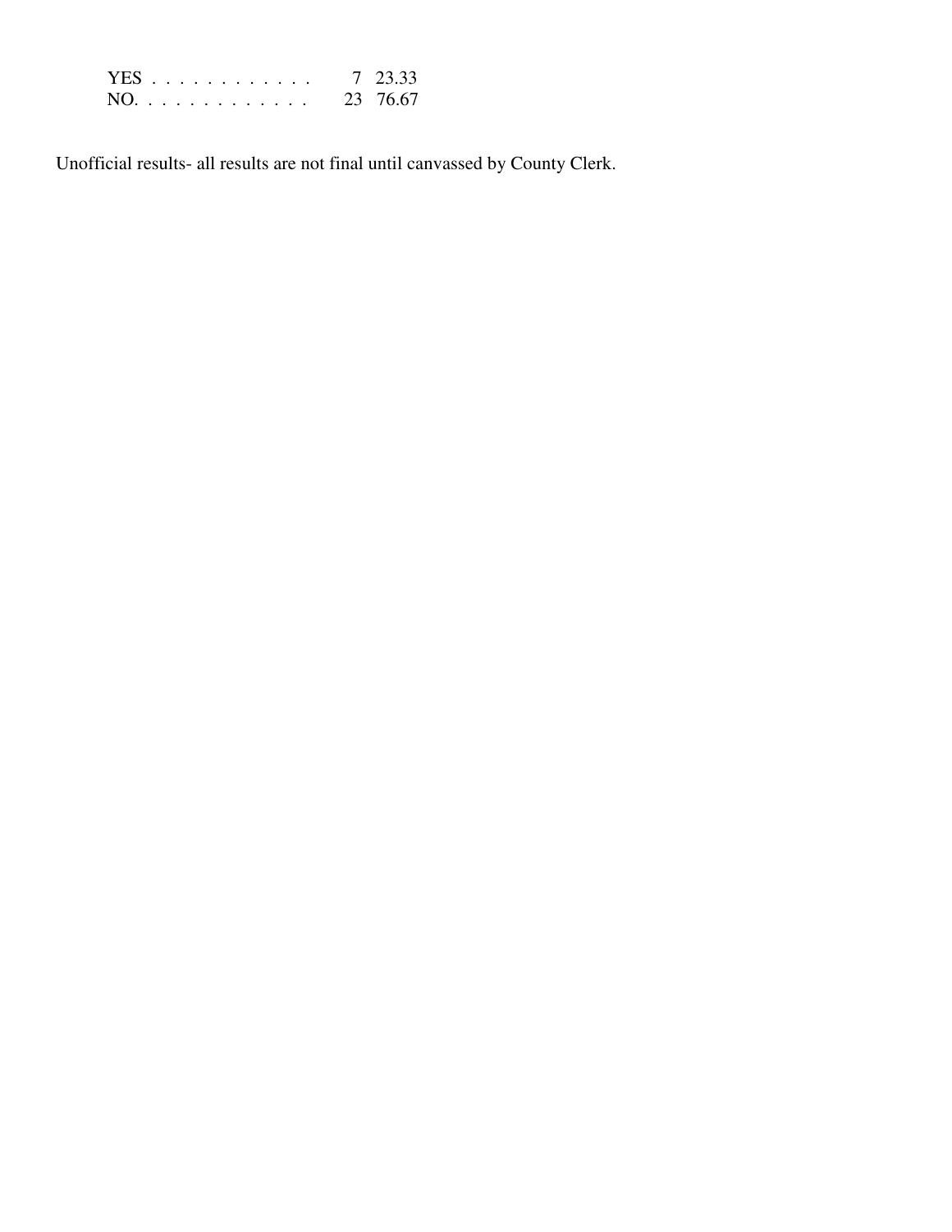| | | |
|---|---|---|
| YES . . . . . . . . . . . . | 7 | 23.33 |
| NO. . . . . . . . . . . . . | 23 | 76.67 |

Unofficial results- all results are not final until canvassed by County Clerk.